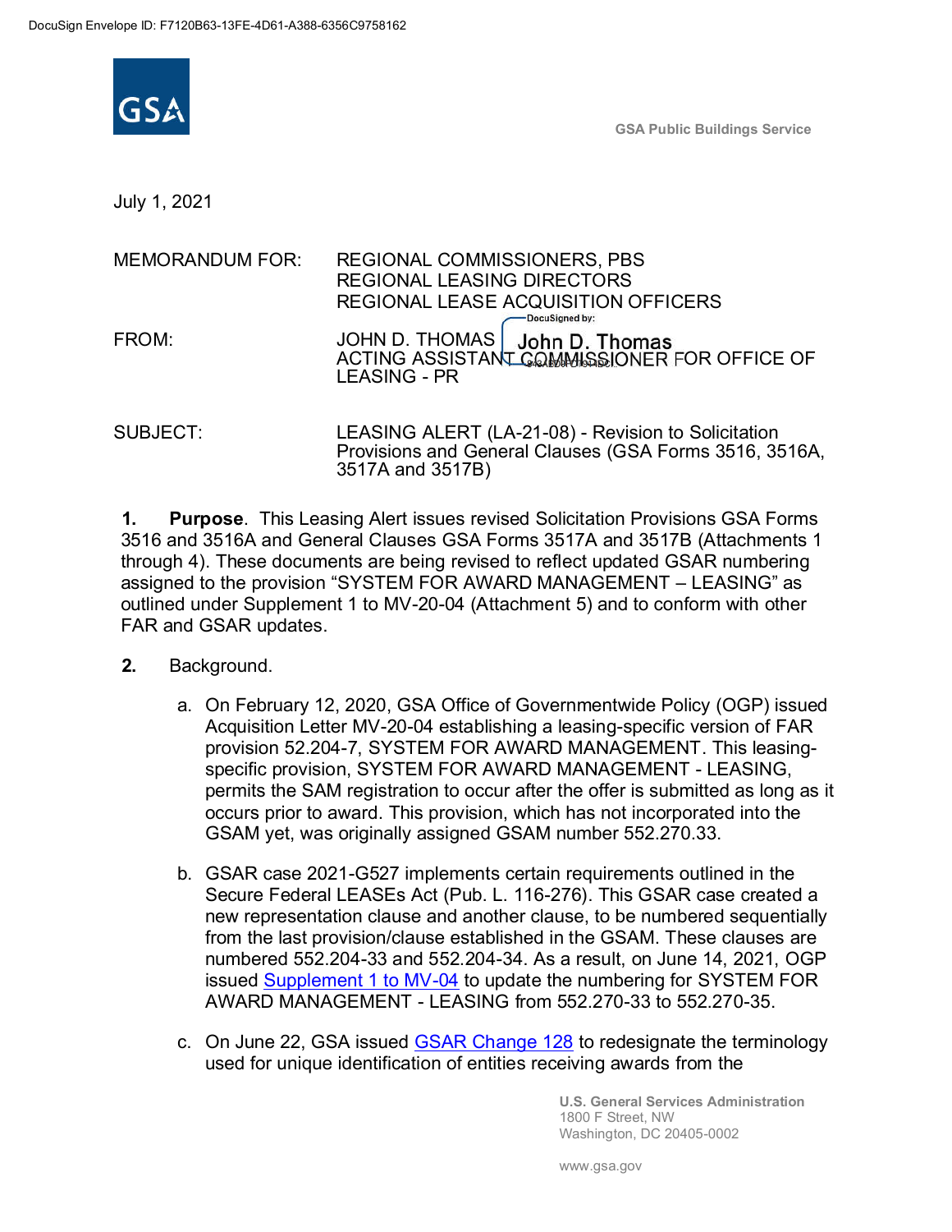DocuSign Envelope ID: F7120B63-13FE-4D61-A388-6356C9758162

GSA Public Buildings Service

July 1, 2021

MEMORANDUM FOR: REGIONAL COMMISSIONERS, PBS
REGIONAL LEASING DIRECTORS
REGIONAL LEASE ACQUISITION OFFICERS

FROM: JOHN D. THOMAS
ACTING ASSISTANT COMMISSIONER FOR OFFICE OF LEASING - PR

DocuSigned by: John D. Thomas

SUBJECT: LEASING ALERT (LA-21-08) - Revision to Solicitation Provisions and General Clauses (GSA Forms 3516, 3516A, 3517A and 3517B)

1. **Purpose**. This Leasing Alert issues revised Solicitation Provisions GSA Forms 3516 and 3516A and General Clauses GSA Forms 3517A and 3517B (Attachments 1 through 4). These documents are being revised to reflect updated GSAR numbering assigned to the provision "SYSTEM FOR AWARD MANAGEMENT – LEASING" as outlined under Supplement 1 to MV-20-04 (Attachment 5) and to conform with other FAR and GSAR updates.

2. Background.

   a. On February 12, 2020, GSA Office of Governmentwide Policy (OGP) issued Acquisition Letter MV-20-04 establishing a leasing-specific version of FAR provision 52.204-7, SYSTEM FOR AWARD MANAGEMENT. This leasing-specific provision, SYSTEM FOR AWARD MANAGEMENT - LEASING, permits the SAM registration to occur after the offer is submitted as long as it occurs prior to award. This provision, which has not incorporated into the GSAM yet, was originally assigned GSAM number 552.270.33.

   b. GSAR case 2021-G527 implements certain requirements outlined in the Secure Federal LEASEs Act (Pub. L. 116-276). This GSAR case created a new representation clause and another clause, to be numbered sequentially from the last provision/clause established in the GSAM. These clauses are numbered 552.204-33 and 552.204-34. As a result, on June 14, 2021, OGP issued Supplement 1 to MV-04 to update the numbering for SYSTEM FOR AWARD MANAGEMENT - LEASING from 552.270-33 to 552.270-35.

   c. On June 22, GSA issued GSAR Change 128 to redesignate the terminology used for unique identification of entities receiving awards from the

U.S. General Services Administration
1800 F Street, NW
Washington, DC 20405-0002

www.gsa.gov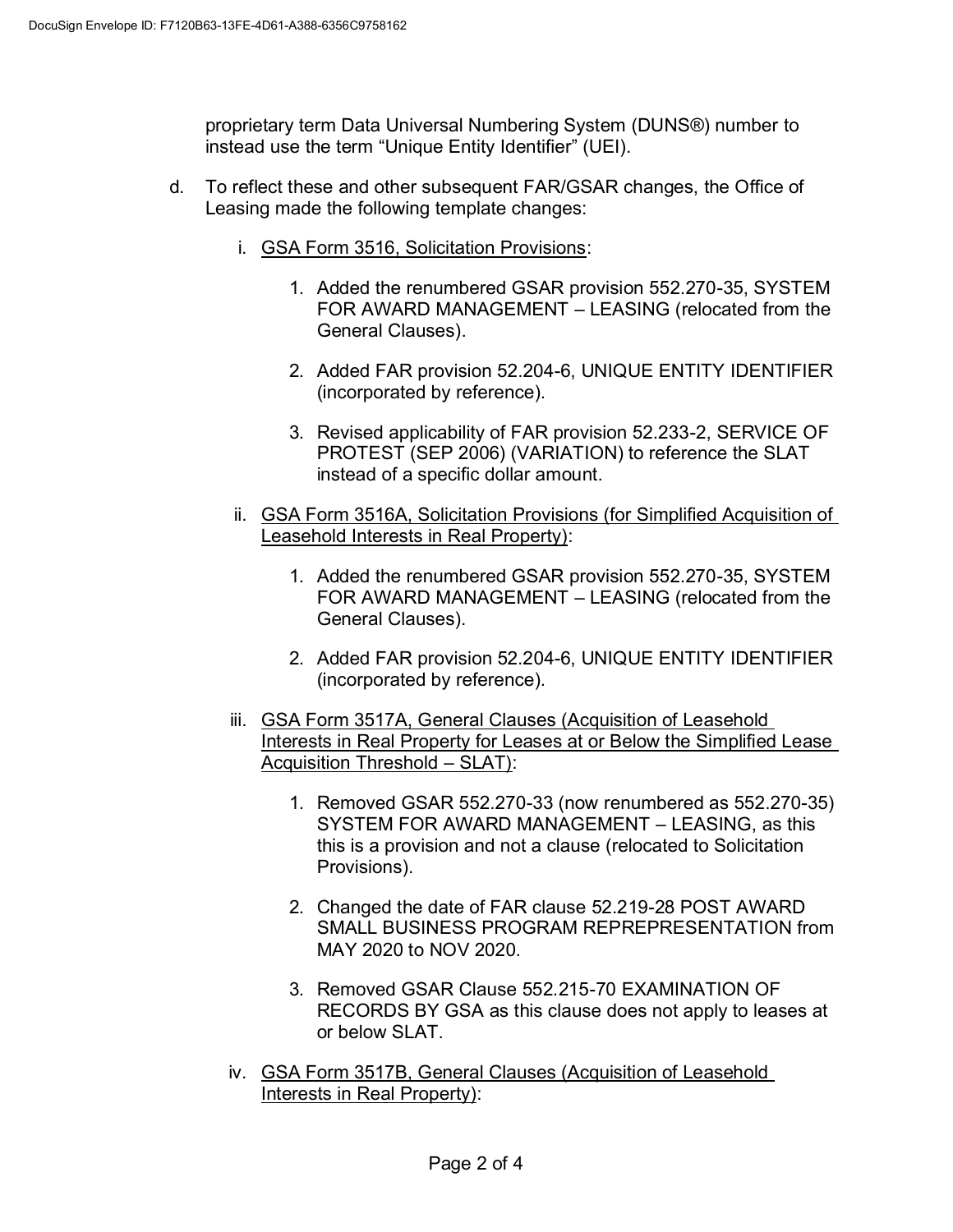proprietary term Data Universal Numbering System (DUNS®) number to instead use the term "Unique Entity Identifier" (UEI).

d. To reflect these and other subsequent FAR/GSAR changes, the Office of Leasing made the following template changes:

   i. <u>GSA Form 3516, Solicitation Provisions</u>:

      1. Added the renumbered GSAR provision 552.270-35, SYSTEM FOR AWARD MANAGEMENT – LEASING (relocated from the General Clauses).

      2. Added FAR provision 52.204-6, UNIQUE ENTITY IDENTIFIER (incorporated by reference).

      3. Revised applicability of FAR provision 52.233-2, SERVICE OF PROTEST (SEP 2006) (VARIATION) to reference the SLAT instead of a specific dollar amount.

   ii. <u>GSA Form 3516A, Solicitation Provisions (for Simplified Acquisition of Leasehold Interests in Real Property)</u>:

      1. Added the renumbered GSAR provision 552.270-35, SYSTEM FOR AWARD MANAGEMENT – LEASING (relocated from the General Clauses).

      2. Added FAR provision 52.204-6, UNIQUE ENTITY IDENTIFIER (incorporated by reference).

   iii. <u>GSA Form 3517A, General Clauses (Acquisition of Leasehold Interests in Real Property for Leases at or Below the Simplified Lease Acquisition Threshold – SLAT)</u>:

      1. Removed GSAR 552.270-33 (now renumbered as 552.270-35) SYSTEM FOR AWARD MANAGEMENT – LEASING, as this this is a provision and not a clause (relocated to Solicitation Provisions).

      2. Changed the date of FAR clause 52.219-28 POST AWARD SMALL BUSINESS PROGRAM REPREPRESENTATION from MAY 2020 to NOV 2020.

      3. Removed GSAR Clause 552.215-70 EXAMINATION OF RECORDS BY GSA as this clause does not apply to leases at or below SLAT.

   iv. <u>GSA Form 3517B, General Clauses (Acquisition of Leasehold Interests in Real Property)</u>: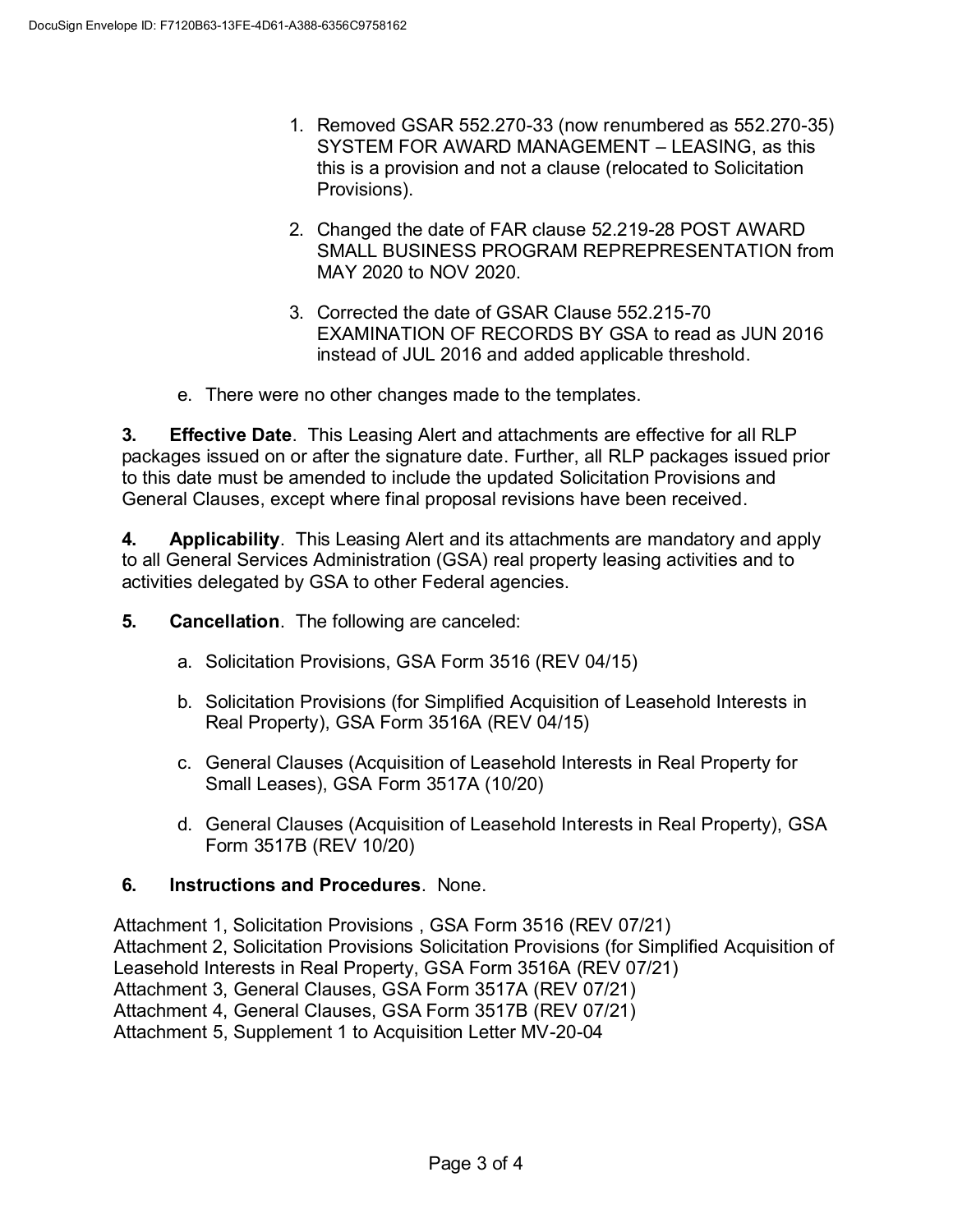1. Removed GSAR 552.270-33 (now renumbered as 552.270-35) SYSTEM FOR AWARD MANAGEMENT – LEASING, as this this is a provision and not a clause (relocated to Solicitation Provisions).

2. Changed the date of FAR clause 52.219-28 POST AWARD SMALL BUSINESS PROGRAM REPREPRESENTATION from MAY 2020 to NOV 2020.

3. Corrected the date of GSAR Clause 552.215-70 EXAMINATION OF RECORDS BY GSA to read as JUN 2016 instead of JUL 2016 and added applicable threshold.

e. There were no other changes made to the templates.

**3. Effective Date**. This Leasing Alert and attachments are effective for all RLP packages issued on or after the signature date. Further, all RLP packages issued prior to this date must be amended to include the updated Solicitation Provisions and General Clauses, except where final proposal revisions have been received.

**4. Applicability**. This Leasing Alert and its attachments are mandatory and apply to all General Services Administration (GSA) real property leasing activities and to activities delegated by GSA to other Federal agencies.

**5. Cancellation**. The following are canceled:

a. Solicitation Provisions, GSA Form 3516 (REV 04/15)

b. Solicitation Provisions (for Simplified Acquisition of Leasehold Interests in Real Property), GSA Form 3516A (REV 04/15)

c. General Clauses (Acquisition of Leasehold Interests in Real Property for Small Leases), GSA Form 3517A (10/20)

d. General Clauses (Acquisition of Leasehold Interests in Real Property), GSA Form 3517B (REV 10/20)

**6. Instructions and Procedures**. None.

Attachment 1, Solicitation Provisions , GSA Form 3516 (REV 07/21)
Attachment 2, Solicitation Provisions Solicitation Provisions (for Simplified Acquisition of Leasehold Interests in Real Property, GSA Form 3516A (REV 07/21)
Attachment 3, General Clauses, GSA Form 3517A (REV 07/21)
Attachment 4, General Clauses, GSA Form 3517B (REV 07/21)
Attachment 5, Supplement 1 to Acquisition Letter MV-20-04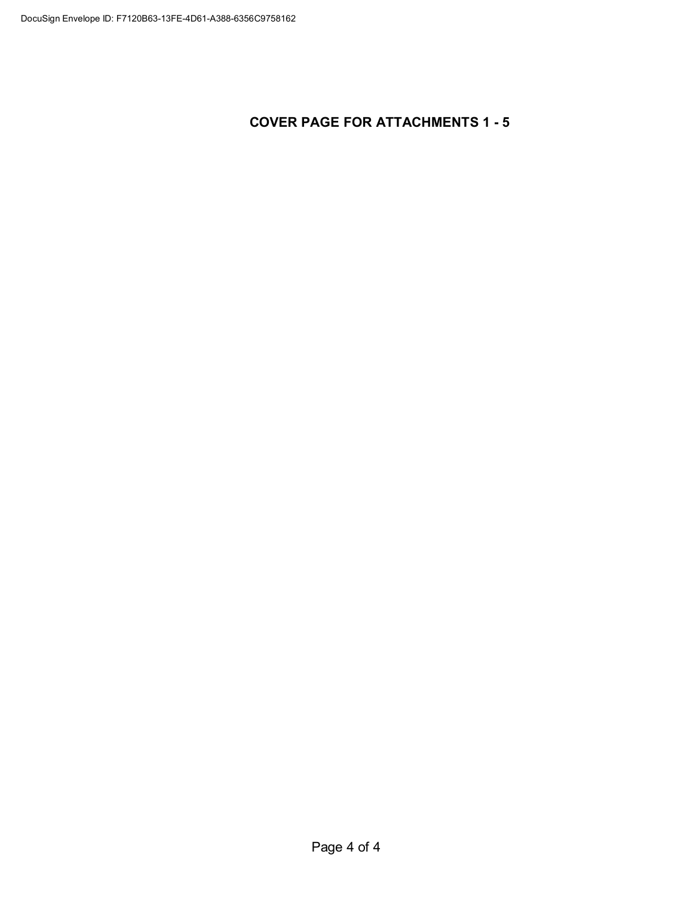## COVER PAGE FOR ATTACHMENTS 1 - 5